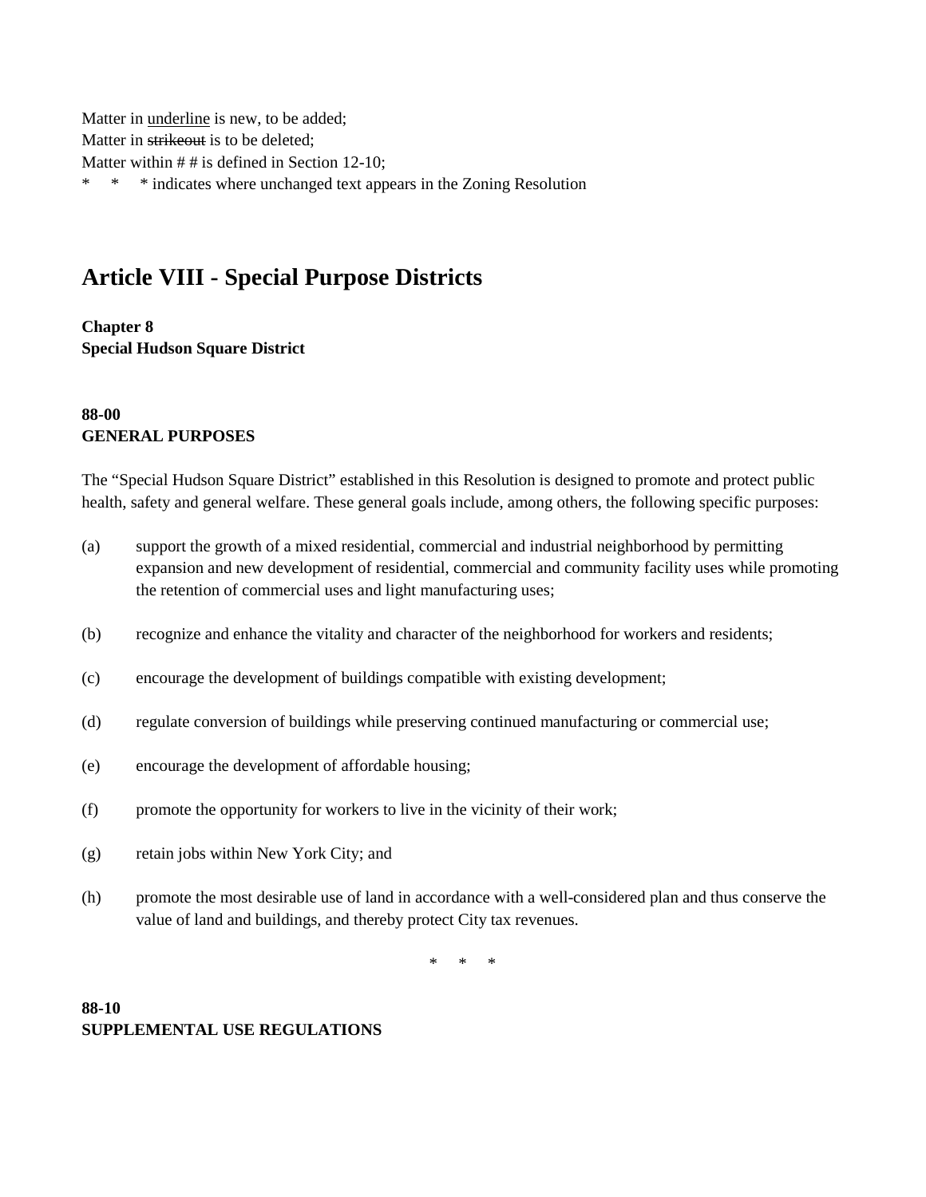Matter in <u>underline</u> is new, to be added;
Matter in ~~strikeout~~ is to be deleted;
Matter within # # is defined in Section 12-10;
\*    \*    \* indicates where unchanged text appears in the Zoning Resolution

# Article VIII - Special Purpose Districts

**Chapter 8**
**Special Hudson Square District**

**88-00**
**GENERAL PURPOSES**

The "Special Hudson Square District" established in this Resolution is designed to promote and protect public health, safety and general welfare. These general goals include, among others, the following specific purposes:

(a) support the growth of a mixed residential, commercial and industrial neighborhood by permitting expansion and new development of residential, commercial and community facility uses while promoting the retention of commercial uses and light manufacturing uses;

(b) recognize and enhance the vitality and character of the neighborhood for workers and residents;

(c) encourage the development of buildings compatible with existing development;

(d) regulate conversion of buildings while preserving continued manufacturing or commercial use;

(e) encourage the development of affordable housing;

(f) promote the opportunity for workers to live in the vicinity of their work;

(g) retain jobs within New York City; and

(h) promote the most desirable use of land in accordance with a well-considered plan and thus conserve the value of land and buildings, and thereby protect City tax revenues.

\*    \*    \*

**88-10**
**SUPPLEMENTAL USE REGULATIONS**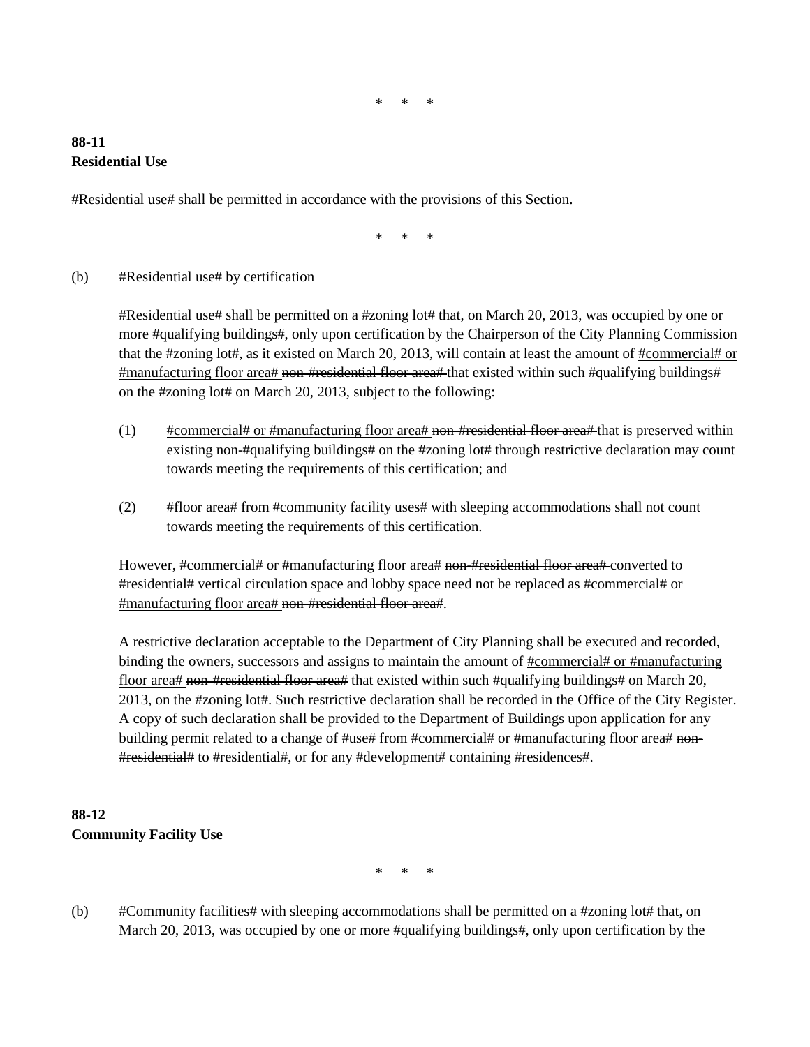\*   \*   \*

**88-11**
**Residential Use**

#Residential use# shall be permitted in accordance with the provisions of this Section.

\*   \*   \*

(b) #Residential use# by certification

#Residential use# shall be permitted on a #zoning lot# that, on March 20, 2013, was occupied by one or more #qualifying buildings#, only upon certification by the Chairperson of the City Planning Commission that the #zoning lot#, as it existed on March 20, 2013, will contain at least the amount of <u>#commercial# or #manufacturing floor area#</u> ~~non-#residential floor area#~~ that existed within such #qualifying buildings# on the #zoning lot# on March 20, 2013, subject to the following:

(1) <u>#commercial# or #manufacturing floor area#</u> ~~non-#residential floor area#~~ that is preserved within existing non-#qualifying buildings# on the #zoning lot# through restrictive declaration may count towards meeting the requirements of this certification; and

(2) #floor area# from #community facility uses# with sleeping accommodations shall not count towards meeting the requirements of this certification.

However, <u>#commercial# or #manufacturing floor area#</u> ~~non-#residential floor area#~~ converted to #residential# vertical circulation space and lobby space need not be replaced as <u>#commercial# or #manufacturing floor area#</u> ~~non-#residential floor area#~~.

A restrictive declaration acceptable to the Department of City Planning shall be executed and recorded, binding the owners, successors and assigns to maintain the amount of <u>#commercial# or #manufacturing floor area#</u> ~~non-#residential floor area#~~ that existed within such #qualifying buildings# on March 20, 2013, on the #zoning lot#. Such restrictive declaration shall be recorded in the Office of the City Register. A copy of such declaration shall be provided to the Department of Buildings upon application for any building permit related to a change of #use# from <u>#commercial# or #manufacturing floor area#</u> ~~non-#residential#~~ to #residential#, or for any #development# containing #residences#.

**88-12**
**Community Facility Use**

\*   \*   \*

(b) #Community facilities# with sleeping accommodations shall be permitted on a #zoning lot# that, on March 20, 2013, was occupied by one or more #qualifying buildings#, only upon certification by the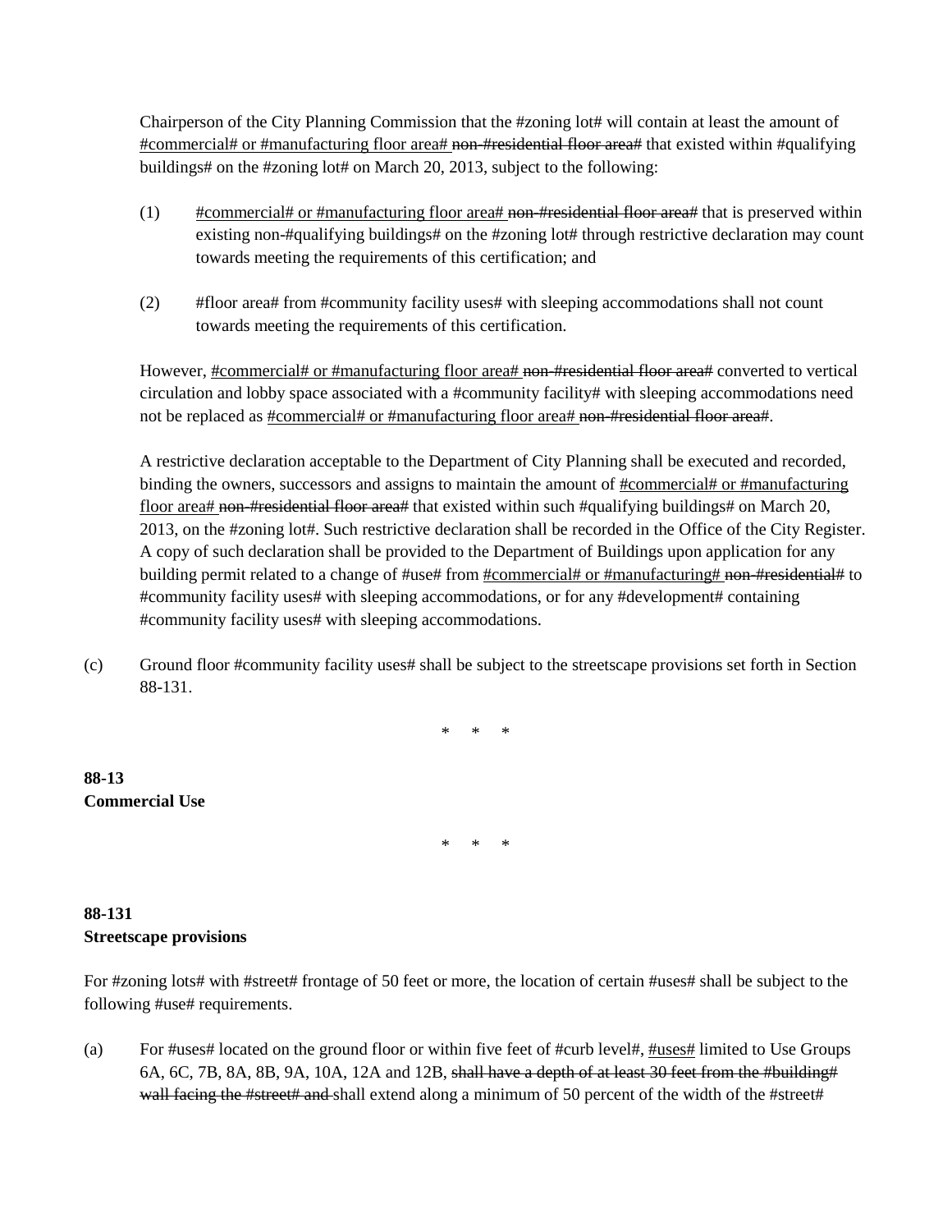Chairperson of the City Planning Commission that the #zoning lot# will contain at least the amount of <u>#commercial# or #manufacturing floor area#</u> ~~non-#residential floor area#~~ that existed within #qualifying buildings# on the #zoning lot# on March 20, 2013, subject to the following:

(1) <u>#commercial# or #manufacturing floor area#</u> ~~non-#residential floor area#~~ that is preserved within existing non-#qualifying buildings# on the #zoning lot# through restrictive declaration may count towards meeting the requirements of this certification; and

(2) #floor area# from #community facility uses# with sleeping accommodations shall not count towards meeting the requirements of this certification.

However, <u>#commercial# or #manufacturing floor area#</u> ~~non-#residential floor area#~~ converted to vertical circulation and lobby space associated with a #community facility# with sleeping accommodations need not be replaced as <u>#commercial# or #manufacturing floor area#</u> ~~non-#residential floor area#~~.

A restrictive declaration acceptable to the Department of City Planning shall be executed and recorded, binding the owners, successors and assigns to maintain the amount of <u>#commercial# or #manufacturing floor area#</u> ~~non-#residential floor area#~~ that existed within such #qualifying buildings# on March 20, 2013, on the #zoning lot#. Such restrictive declaration shall be recorded in the Office of the City Register. A copy of such declaration shall be provided to the Department of Buildings upon application for any building permit related to a change of #use# from <u>#commercial# or #manufacturing#</u> ~~non-#residential#~~ to #community facility uses# with sleeping accommodations, or for any #development# containing #community facility uses# with sleeping accommodations.

(c) Ground floor #community facility uses# shall be subject to the streetscape provisions set forth in Section 88-131.

\* \* \*

**88-13**
**Commercial Use**

\* \* \*

**88-131**
**Streetscape provisions**

For #zoning lots# with #street# frontage of 50 feet or more, the location of certain #uses# shall be subject to the following #use# requirements.

(a) For #uses# located on the ground floor or within five feet of #curb level#, <u>#uses#</u> limited to Use Groups 6A, 6C, 7B, 8A, 8B, 9A, 10A, 12A and 12B, ~~shall have a depth of at least 30 feet from the #building# wall facing the #street# and~~ shall extend along a minimum of 50 percent of the width of the #street#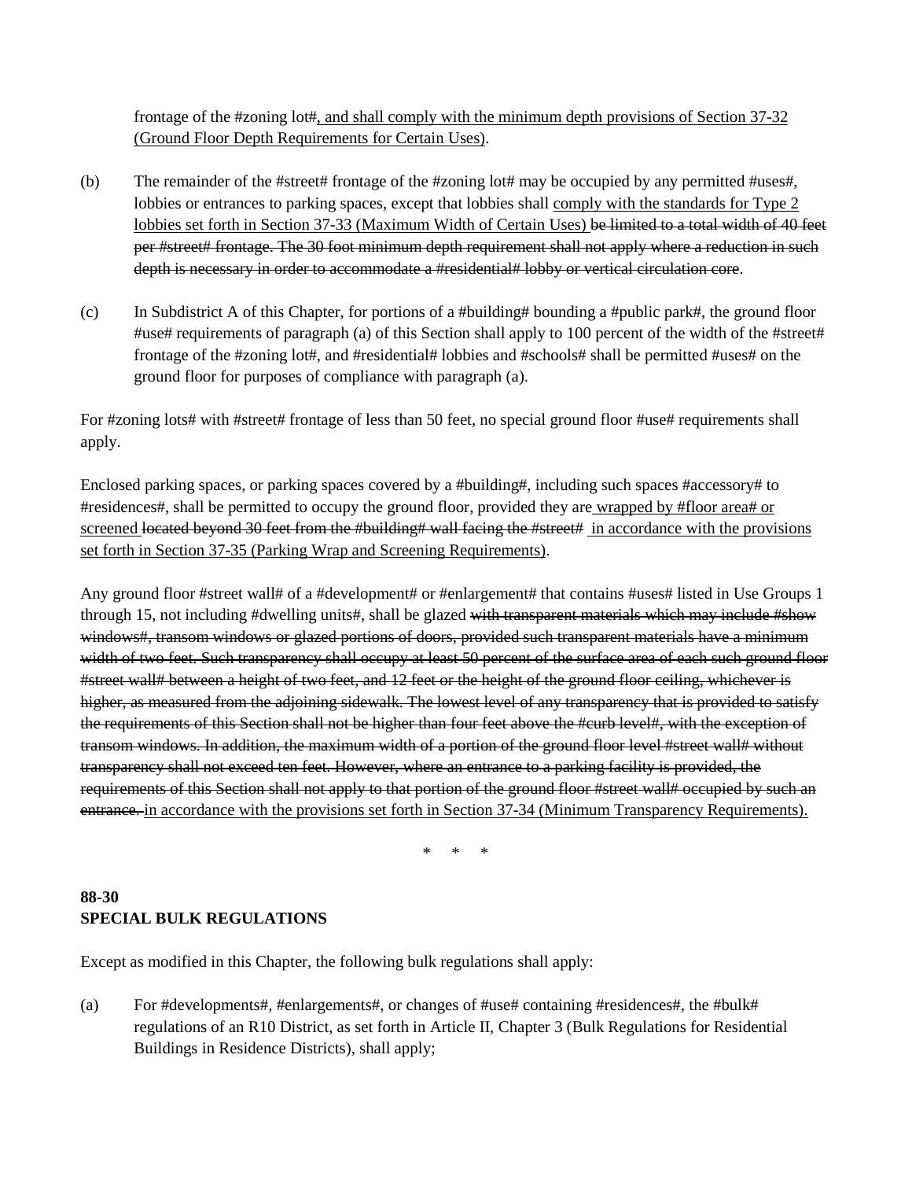frontage of the #zoning lot#<u>, and shall comply with the minimum depth provisions of Section 37-32 (Ground Floor Depth Requirements for Certain Uses)</u>.

(b) The remainder of the #street# frontage of the #zoning lot# may be occupied by any permitted #uses#, lobbies or entrances to parking spaces, except that lobbies shall <u>comply with the standards for Type 2 lobbies set forth in Section 37-33 (Maximum Width of Certain Uses)</u> ~~be limited to a total width of 40 feet per #street# frontage. The 30 foot minimum depth requirement shall not apply where a reduction in such depth is necessary in order to accommodate a #residential# lobby or vertical circulation core~~.

(c) In Subdistrict A of this Chapter, for portions of a #building# bounding a #public park#, the ground floor #use# requirements of paragraph (a) of this Section shall apply to 100 percent of the width of the #street# frontage of the #zoning lot#, and #residential# lobbies and #schools# shall be permitted #uses# on the ground floor for purposes of compliance with paragraph (a).

For #zoning lots# with #street# frontage of less than 50 feet, no special ground floor #use# requirements shall apply.

Enclosed parking spaces, or parking spaces covered by a #building#, including such spaces #accessory# to #residences#, shall be permitted to occupy the ground floor, provided they are<u> wrapped by #floor area# or screened</u> ~~located beyond 30 feet from the #building# wall facing the #street#~~ <u>in accordance with the provisions set forth in Section 37-35 (Parking Wrap and Screening Requirements)</u>.

Any ground floor #street wall# of a #development# or #enlargement# that contains #uses# listed in Use Groups 1 through 15, not including #dwelling units#, shall be glazed ~~with transparent materials which may include #show windows#, transom windows or glazed portions of doors, provided such transparent materials have a minimum width of two feet. Such transparency shall occupy at least 50 percent of the surface area of each such ground floor #street wall# between a height of two feet, and 12 feet or the height of the ground floor ceiling, whichever is higher, as measured from the adjoining sidewalk. The lowest level of any transparency that is provided to satisfy the requirements of this Section shall not be higher than four feet above the #curb level#, with the exception of transom windows. In addition, the maximum width of a portion of the ground floor level #street wall# without transparency shall not exceed ten feet. However, where an entrance to a parking facility is provided, the requirements of this Section shall not apply to that portion of the ground floor #street wall# occupied by such an entrance.~~ <u>in accordance with the provisions set forth in Section 37-34 (Minimum Transparency Requirements).</u>

\* \* \*

**88-30**
**SPECIAL BULK REGULATIONS**

Except as modified in this Chapter, the following bulk regulations shall apply:

(a) For #developments#, #enlargements#, or changes of #use# containing #residences#, the #bulk# regulations of an R10 District, as set forth in Article II, Chapter 3 (Bulk Regulations for Residential Buildings in Residence Districts), shall apply;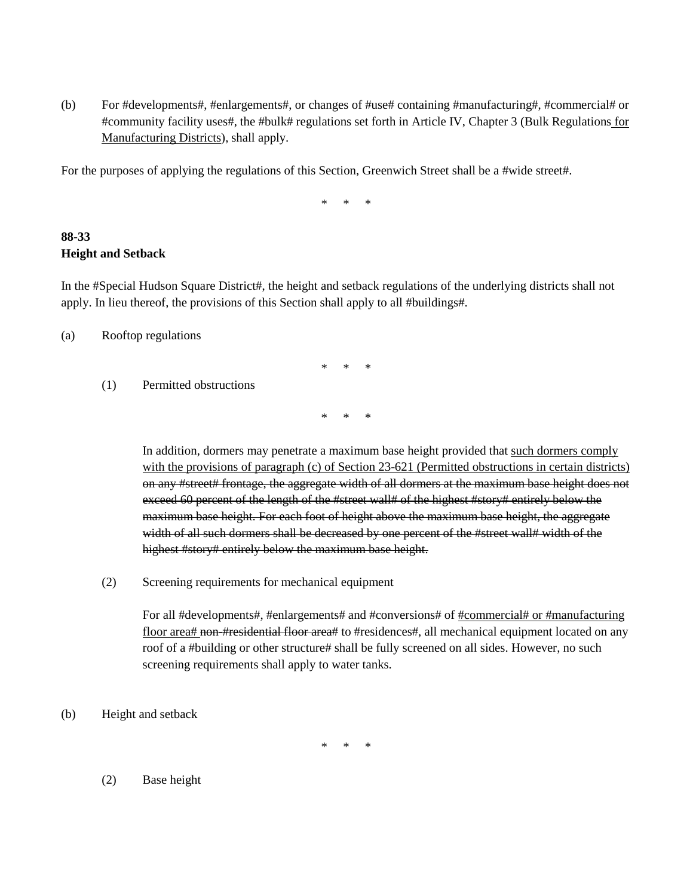(b) For #developments#, #enlargements#, or changes of #use# containing #manufacturing#, #commercial# or #community facility uses#, the #bulk# regulations set forth in Article IV, Chapter 3 (Bulk Regulations <ins>for Manufacturing Districts</ins>), shall apply.

For the purposes of applying the regulations of this Section, Greenwich Street shall be a #wide street#.

\* \* \*

**88-33**
**Height and Setback**

In the #Special Hudson Square District#, the height and setback regulations of the underlying districts shall not apply. In lieu thereof, the provisions of this Section shall apply to all #buildings#.

(a) Rooftop regulations

\* \* \*

(1) Permitted obstructions

\* \* \*

In addition, dormers may penetrate a maximum base height provided that <ins>such dormers comply with the provisions of paragraph (c) of Section 23-621 (Permitted obstructions in certain districts)</ins> ~~on any #street# frontage, the aggregate width of all dormers at the maximum base height does not exceed 60 percent of the length of the #street wall# of the highest #story# entirely below the maximum base height. For each foot of height above the maximum base height, the aggregate width of all such dormers shall be decreased by one percent of the #street wall# width of the highest #story# entirely below the maximum base height.~~

(2) Screening requirements for mechanical equipment

For all #developments#, #enlargements# and #conversions# of <ins>#commercial# or #manufacturing floor area#</ins> ~~non-#residential floor area#~~ to #residences#, all mechanical equipment located on any roof of a #building or other structure# shall be fully screened on all sides. However, no such screening requirements shall apply to water tanks.

(b) Height and setback

\* \* \*

(2) Base height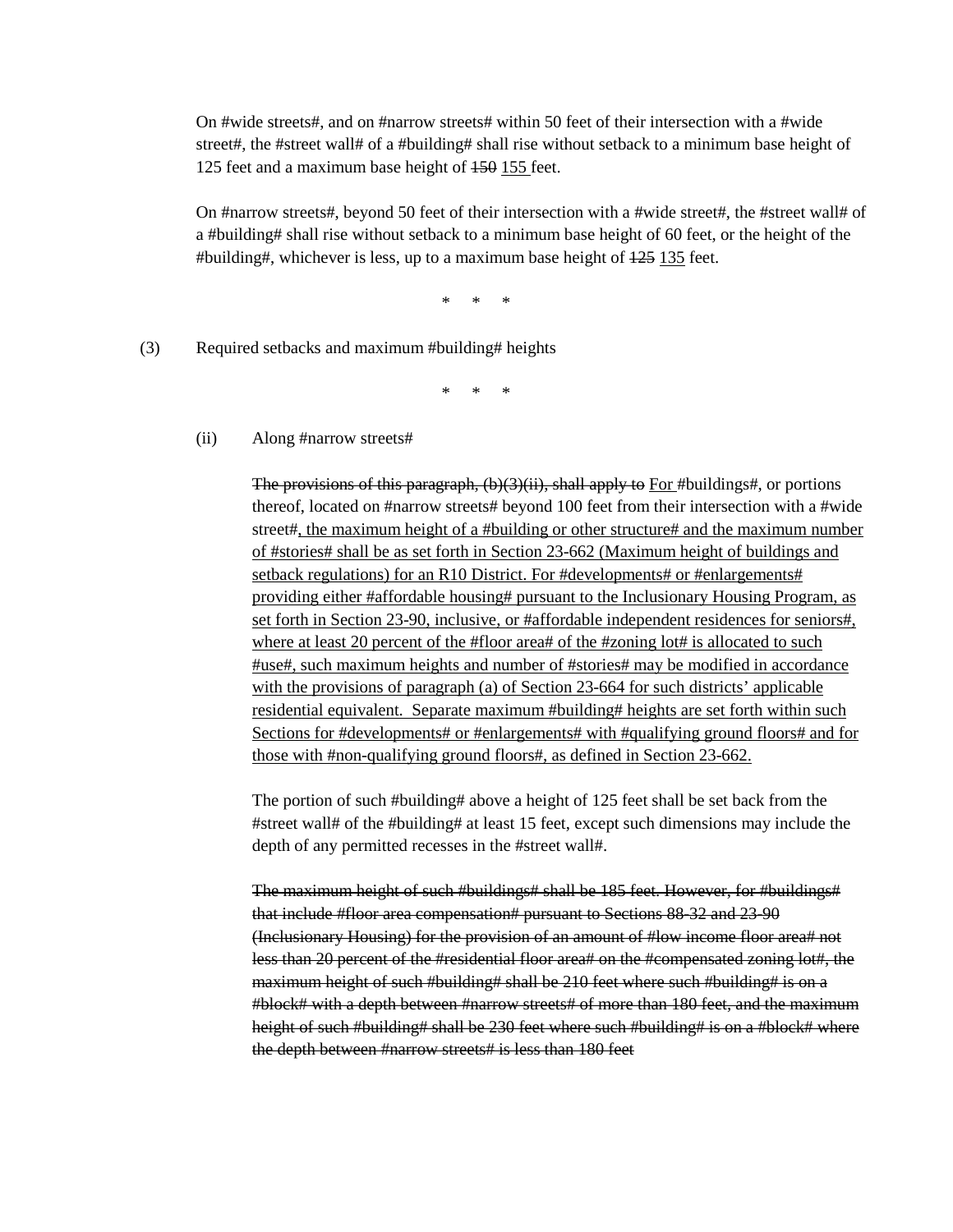On #wide streets#, and on #narrow streets# within 50 feet of their intersection with a #wide street#, the #street wall# of a #building# shall rise without setback to a minimum base height of 125 feet and a maximum base height of ~~150~~ <u>155</u> feet.

On #narrow streets#, beyond 50 feet of their intersection with a #wide street#, the #street wall# of a #building# shall rise without setback to a minimum base height of 60 feet, or the height of the #building#, whichever is less, up to a maximum base height of ~~125~~ <u>135</u> feet.

\* \* \*

(3) Required setbacks and maximum #building# heights

\* \* \*

(ii) Along #narrow streets#

~~The provisions of this paragraph, (b)(3)(ii), shall apply to~~ <u>For</u> #buildings#, or portions thereof, located on #narrow streets# beyond 100 feet from their intersection with a #wide street#<u>, the maximum height of a #building or other structure# and the maximum number of #stories# shall be as set forth in Section 23-662 (Maximum height of buildings and setback regulations) for an R10 District. For #developments# or #enlargements# providing either #affordable housing# pursuant to the Inclusionary Housing Program, as set forth in Section 23-90, inclusive, or #affordable independent residences for seniors#, where at least 20 percent of the #floor area# of the #zoning lot# is allocated to such #use#, such maximum heights and number of #stories# may be modified in accordance with the provisions of paragraph (a) of Section 23-664 for such districts' applicable residential equivalent. Separate maximum #building# heights are set forth within such Sections for #developments# or #enlargements# with #qualifying ground floors# and for those with #non-qualifying ground floors#, as defined in Section 23-662.</u>

The portion of such #building# above a height of 125 feet shall be set back from the #street wall# of the #building# at least 15 feet, except such dimensions may include the depth of any permitted recesses in the #street wall#.

~~The maximum height of such #buildings# shall be 185 feet. However, for #buildings# that include #floor area compensation# pursuant to Sections 88-32 and 23-90 (Inclusionary Housing) for the provision of an amount of #low income floor area# not less than 20 percent of the #residential floor area# on the #compensated zoning lot#, the maximum height of such #building# shall be 210 feet where such #building# is on a #block# with a depth between #narrow streets# of more than 180 feet, and the maximum height of such #building# shall be 230 feet where such #building# is on a #block# where the depth between #narrow streets# is less than 180 feet~~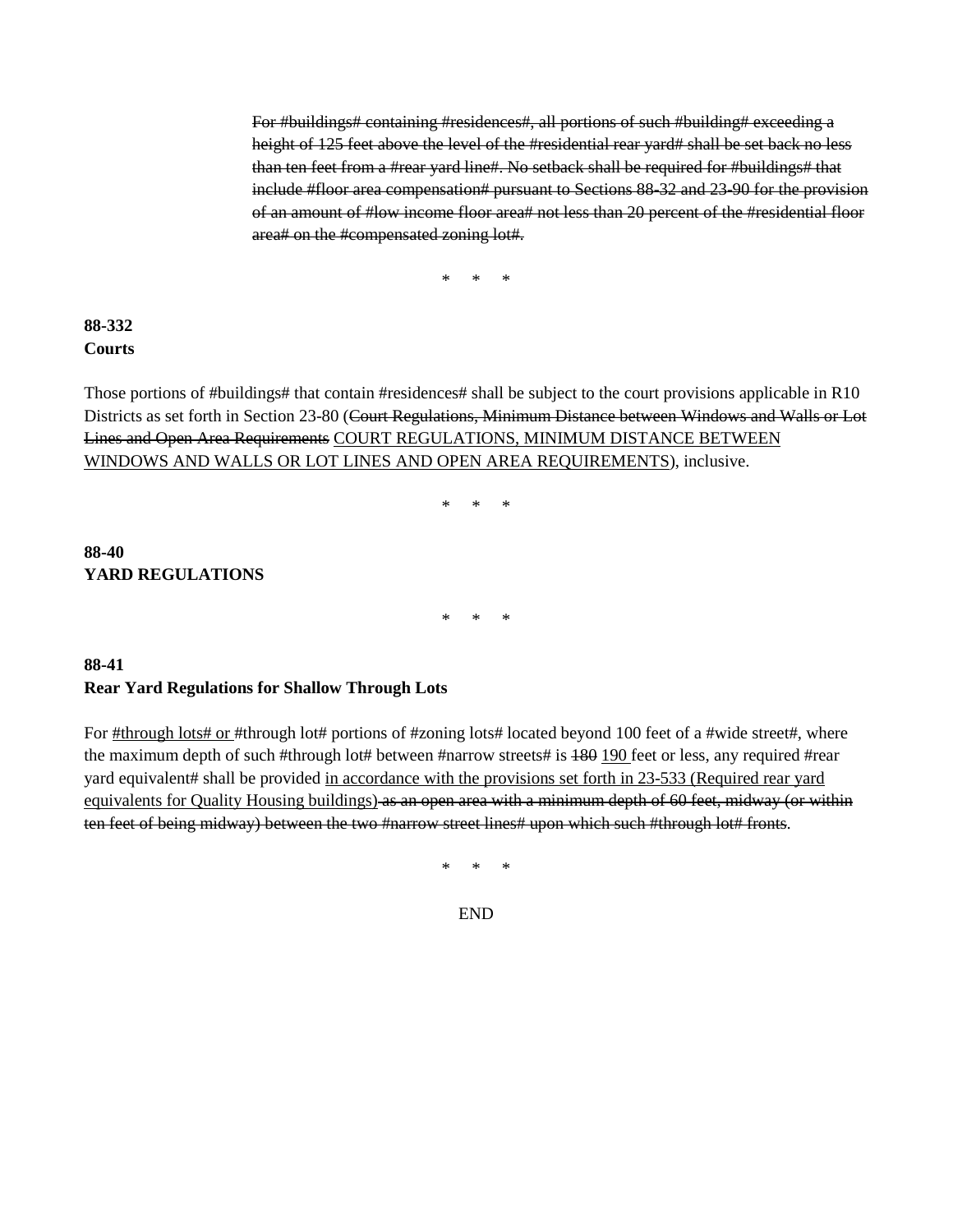~~For #buildings# containing #residences#, all portions of such #building# exceeding a height of 125 feet above the level of the #residential rear yard# shall be set back no less than ten feet from a #rear yard line#. No setback shall be required for #buildings# that include #floor area compensation# pursuant to Sections 88-32 and 23-90 for the provision of an amount of #low income floor area# not less than 20 percent of the #residential floor area# on the #compensated zoning lot#.~~

\* \* \*

**88-332**
**Courts**

Those portions of #buildings# that contain #residences# shall be subject to the court provisions applicable in R10 Districts as set forth in Section 23-80 (~~Court Regulations, Minimum Distance between Windows and Walls or Lot Lines and Open Area Requirements~~ <u>COURT REGULATIONS, MINIMUM DISTANCE BETWEEN WINDOWS AND WALLS OR LOT LINES AND OPEN AREA REQUIREMENTS</u>), inclusive.

\* \* \*

**88-40**
**YARD REGULATIONS**

\* \* \*

**88-41**
**Rear Yard Regulations for Shallow Through Lots**

For <u>#through lots# or</u> #through lot# portions of #zoning lots# located beyond 100 feet of a #wide street#, where the maximum depth of such #through lot# between #narrow streets# is ~~180~~ <u>190</u> feet or less, any required #rear yard equivalent# shall be provided <u>in accordance with the provisions set forth in 23-533 (Required rear yard equivalents for Quality Housing buildings)</u> ~~as an open area with a minimum depth of 60 feet, midway (or within ten feet of being midway) between the two #narrow street lines# upon which such #through lot# fronts~~.

\* \* \*

END